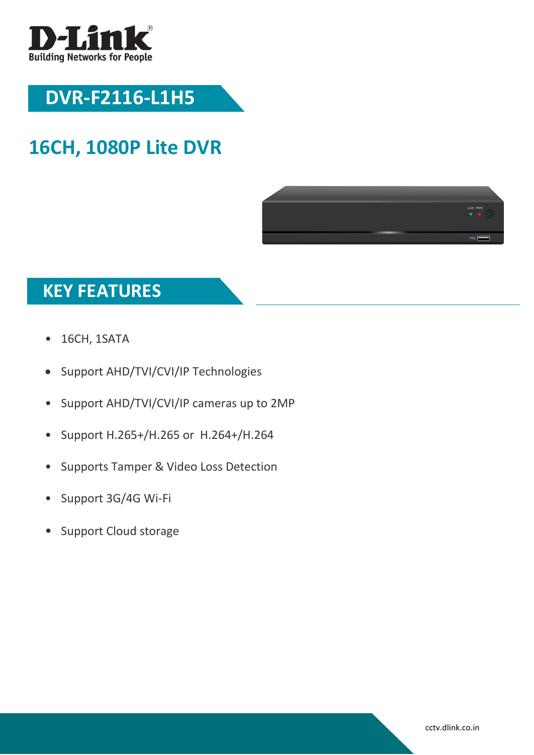# DVR-F2116-L1H5

## 16CH, 1080P Lite DVR

## KEY FEATURES

- 16CH, 1SATA
- Support AHD/TVI/CVI/IP Technologies
- Support AHD/TVI/CVI/IP cameras up to 2MP
- Support H.265+/H.265 or H.264+/H.264
- Supports Tamper & Video Loss Detection
- Support 3G/4G Wi-Fi
- Support Cloud storage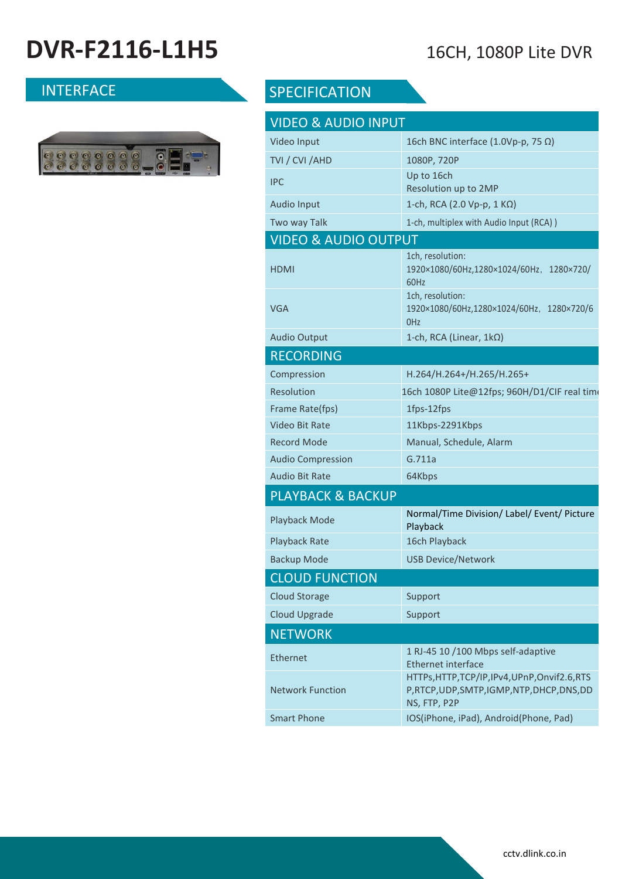# DVR-F2116-L1H5

16CH, 1080P Lite DVR

## INTERFACE

## SPECIFICATION

| VIDEO & AUDIO INPUT | |
|---|---|
| Video Input | 16ch BNC interface (1.0Vp-p, 75 Ω) |
| TVI / CVI /AHD | 1080P, 720P |
| IPC | Up to 16ch<br>Resolution up to 2MP |
| Audio Input | 1-ch, RCA (2.0 Vp-p, 1 KΩ) |
| Two way Talk | 1-ch, multiplex with Audio Input (RCA) ) |
| **VIDEO & AUDIO OUTPUT** | |
| HDMI | 1ch, resolution: 1920×1080/60Hz,1280×1024/60Hz, 1280×720/60Hz |
| VGA | 1ch, resolution: 1920×1080/60Hz,1280×1024/60Hz, 1280×720/60Hz |
| Audio Output | 1-ch, RCA (Linear, 1kΩ) |
| **RECORDING** | |
| Compression | H.264/H.264+/H.265/H.265+ |
| Resolution | 16ch 1080P Lite@12fps; 960H/D1/CIF real time |
| Frame Rate(fps) | 1fps-12fps |
| Video Bit Rate | 11Kbps-2291Kbps |
| Record Mode | Manual, Schedule, Alarm |
| Audio Compression | G.711a |
| Audio Bit Rate | 64Kbps |
| **PLAYBACK & BACKUP** | |
| Playback Mode | Normal/Time Division/ Label/ Event/ Picture Playback |
| Playback Rate | 16ch Playback |
| Backup Mode | USB Device/Network |
| **CLOUD FUNCTION** | |
| Cloud Storage | Support |
| Cloud Upgrade | Support |
| **NETWORK** | |
| Ethernet | 1 RJ-45 10 /100 Mbps self-adaptive Ethernet interface |
| Network Function | HTTPs,HTTP,TCP/IP,IPv4,UPnP,Onvif2.6,RTSP,RTCP,UDP,SMTP,IGMP,NTP,DHCP,DNS,DDNS, FTP, P2P |
| Smart Phone | IOS(iPhone, iPad), Android(Phone, Pad) |

cctv.dlink.co.in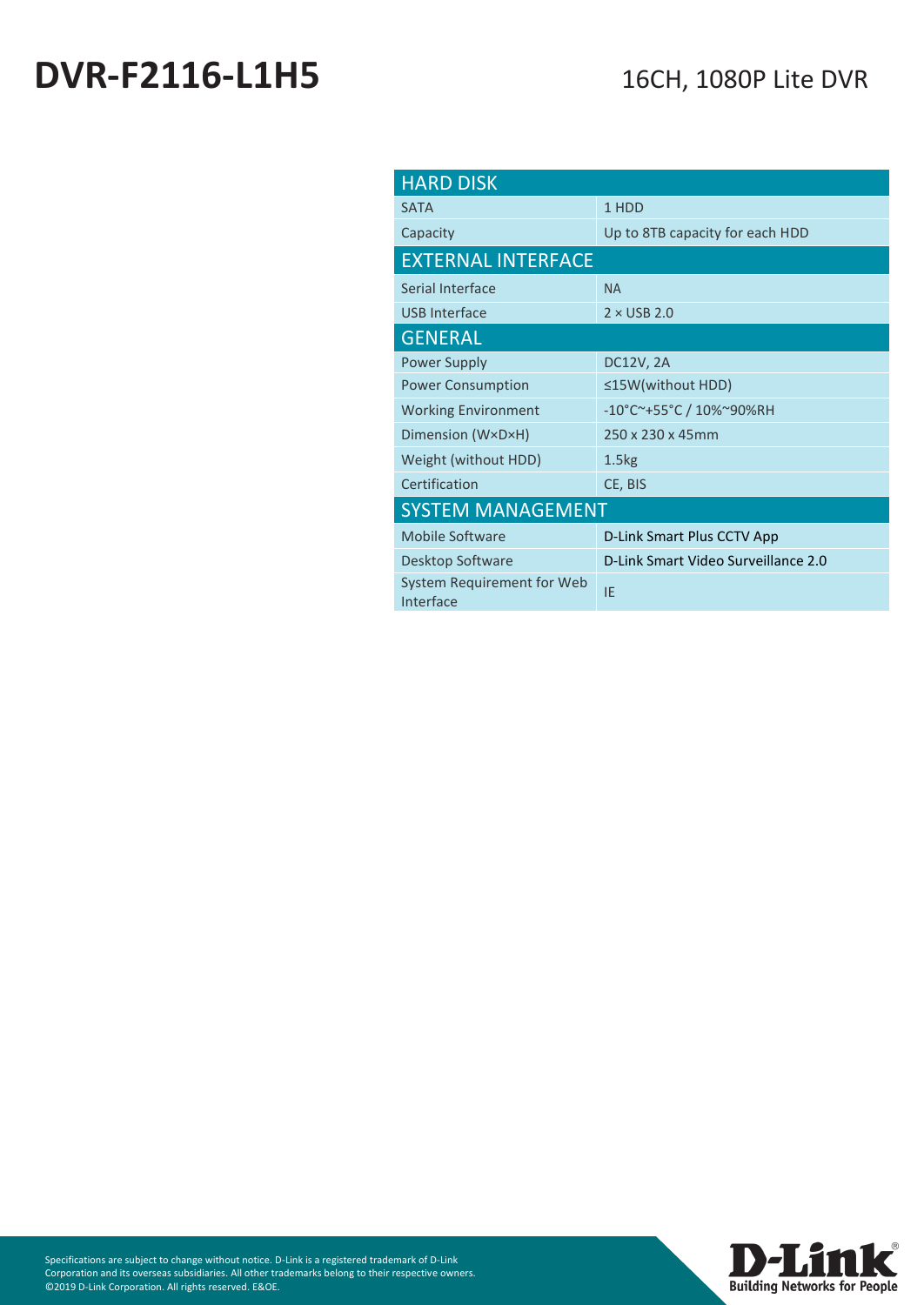# DVR-F2116-L1H5

16CH, 1080P Lite DVR

| | |
|---|---|
| **HARD DISK** | |
| SATA | 1 HDD |
| Capacity | Up to 8TB capacity for each HDD |
| **EXTERNAL INTERFACE** | |
| Serial Interface | NA |
| USB Interface | 2 × USB 2.0 |
| **GENERAL** | |
| Power Supply | DC12V, 2A |
| Power Consumption | ≤15W(without HDD) |
| Working Environment | -10°C~+55°C / 10%~90%RH |
| Dimension (W×D×H) | 250 x 230 x 45mm |
| Weight (without HDD) | 1.5kg |
| Certification | CE, BIS |
| **SYSTEM MANAGEMENT** | |
| Mobile Software | D-Link Smart Plus CCTV App |
| Desktop Software | D-Link Smart Video Surveillance 2.0 |
| System Requirement for Web Interface | IE |

Specifications are subject to change without notice. D-Link is a registered trademark of D-Link Corporation and its overseas subsidiaries. All other trademarks belong to their respective owners. ©2019 D-Link Corporation. All rights reserved. E&OE.

D-Link® Building Networks for People